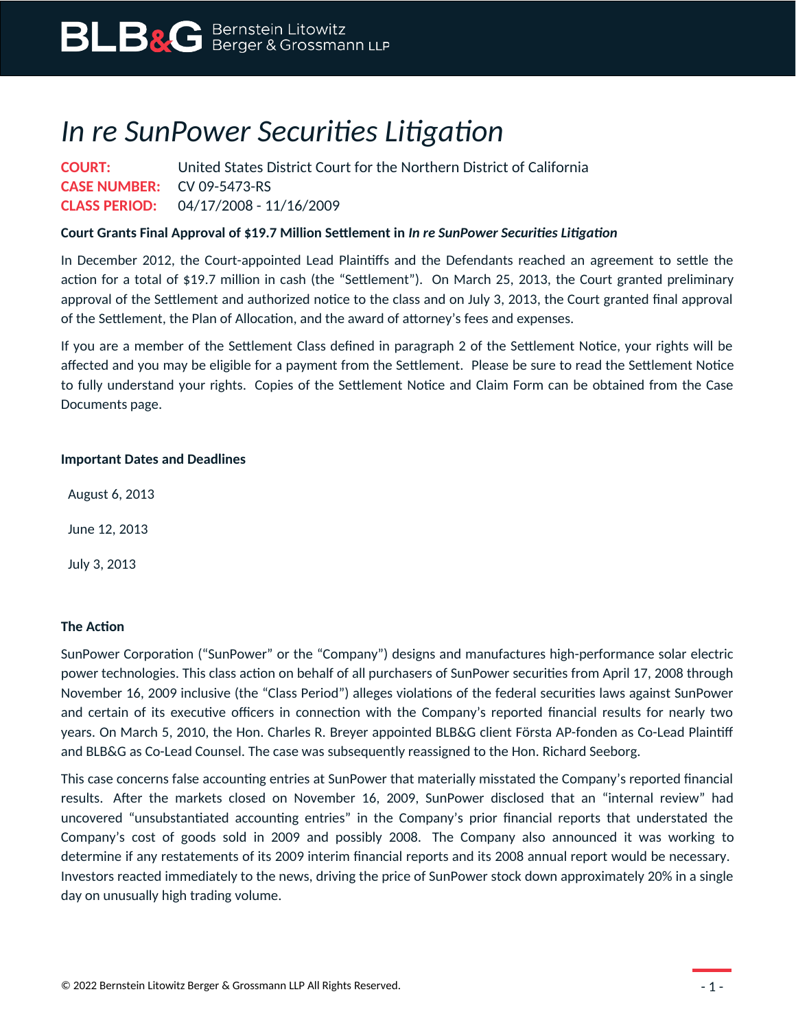# *In re SunPower Securities Litigation*

**COURT:** United States District Court for the Northern District of California
**CASE NUMBER:** CV 09-5473-RS
**CLASS PERIOD:** 04/17/2008 - 11/16/2009

**Court Grants Final Approval of $19.7 Million Settlement in *In re SunPower Securities Litigation***

In December 2012, the Court-appointed Lead Plaintiffs and the Defendants reached an agreement to settle the action for a total of $19.7 million in cash (the "Settlement"). On March 25, 2013, the Court granted preliminary approval of the Settlement and authorized notice to the class and on July 3, 2013, the Court granted final approval of the Settlement, the Plan of Allocation, and the award of attorney's fees and expenses.

If you are a member of the Settlement Class defined in paragraph 2 of the Settlement Notice, your rights will be affected and you may be eligible for a payment from the Settlement. Please be sure to read the Settlement Notice to fully understand your rights. Copies of the Settlement Notice and Claim Form can be obtained from the Case Documents page.

**Important Dates and Deadlines**

August 6, 2013

June 12, 2013

July 3, 2013

**The Action**

SunPower Corporation ("SunPower" or the "Company") designs and manufactures high-performance solar electric power technologies. This class action on behalf of all purchasers of SunPower securities from April 17, 2008 through November 16, 2009 inclusive (the "Class Period") alleges violations of the federal securities laws against SunPower and certain of its executive officers in connection with the Company's reported financial results for nearly two years. On March 5, 2010, the Hon. Charles R. Breyer appointed BLB&G client Första AP-fonden as Co-Lead Plaintiff and BLB&G as Co-Lead Counsel. The case was subsequently reassigned to the Hon. Richard Seeborg.

This case concerns false accounting entries at SunPower that materially misstated the Company's reported financial results. After the markets closed on November 16, 2009, SunPower disclosed that an "internal review" had uncovered "unsubstantiated accounting entries" in the Company's prior financial reports that understated the Company's cost of goods sold in 2009 and possibly 2008. The Company also announced it was working to determine if any restatements of its 2009 interim financial reports and its 2008 annual report would be necessary. Investors reacted immediately to the news, driving the price of SunPower stock down approximately 20% in a single day on unusually high trading volume.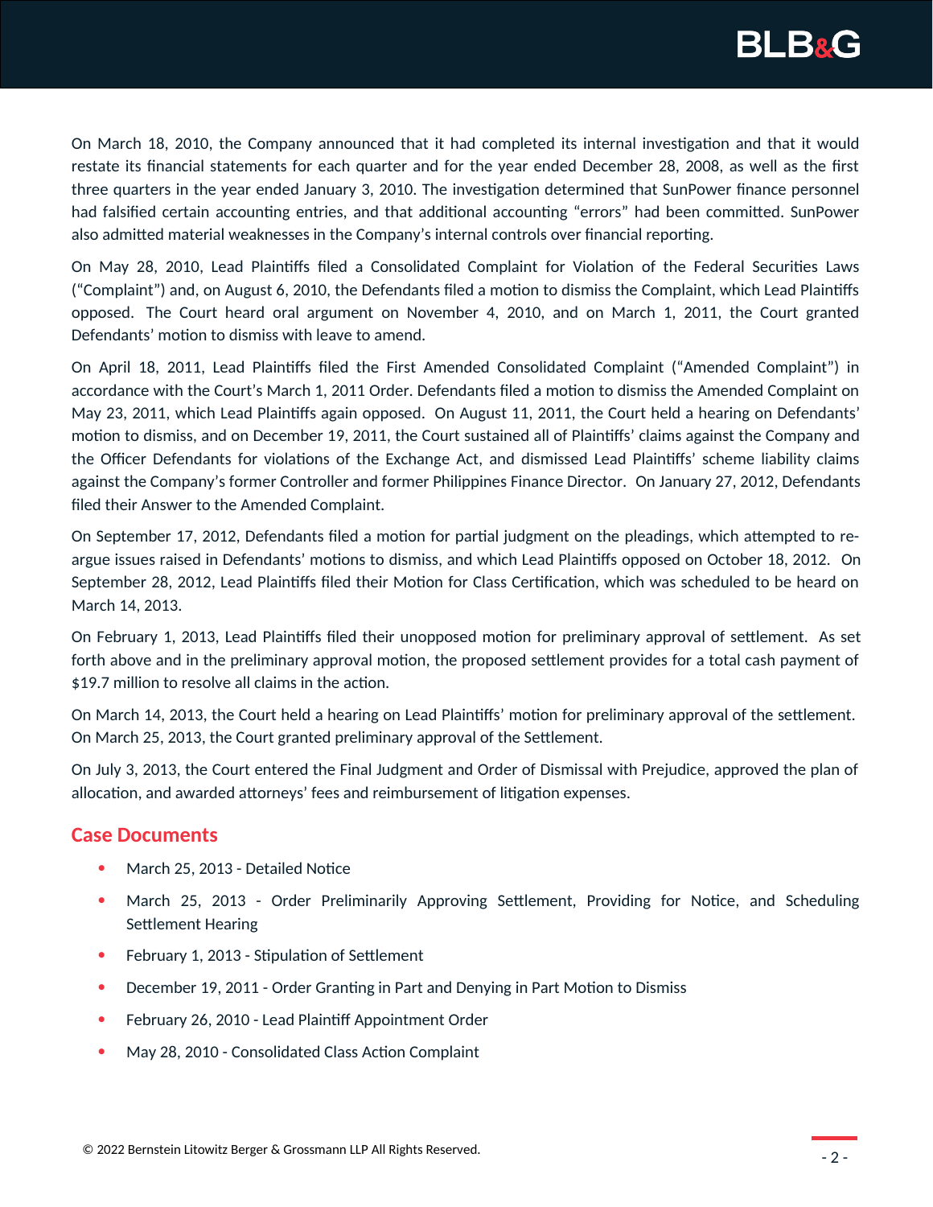On March 18, 2010, the Company announced that it had completed its internal investigation and that it would restate its financial statements for each quarter and for the year ended December 28, 2008, as well as the first three quarters in the year ended January 3, 2010. The investigation determined that SunPower finance personnel had falsified certain accounting entries, and that additional accounting "errors" had been committed. SunPower also admitted material weaknesses in the Company's internal controls over financial reporting.

On May 28, 2010, Lead Plaintiffs filed a Consolidated Complaint for Violation of the Federal Securities Laws ("Complaint") and, on August 6, 2010, the Defendants filed a motion to dismiss the Complaint, which Lead Plaintiffs opposed. The Court heard oral argument on November 4, 2010, and on March 1, 2011, the Court granted Defendants' motion to dismiss with leave to amend.

On April 18, 2011, Lead Plaintiffs filed the First Amended Consolidated Complaint ("Amended Complaint") in accordance with the Court's March 1, 2011 Order. Defendants filed a motion to dismiss the Amended Complaint on May 23, 2011, which Lead Plaintiffs again opposed. On August 11, 2011, the Court held a hearing on Defendants' motion to dismiss, and on December 19, 2011, the Court sustained all of Plaintiffs' claims against the Company and the Officer Defendants for violations of the Exchange Act, and dismissed Lead Plaintiffs' scheme liability claims against the Company's former Controller and former Philippines Finance Director. On January 27, 2012, Defendants filed their Answer to the Amended Complaint.

On September 17, 2012, Defendants filed a motion for partial judgment on the pleadings, which attempted to re-argue issues raised in Defendants' motions to dismiss, and which Lead Plaintiffs opposed on October 18, 2012. On September 28, 2012, Lead Plaintiffs filed their Motion for Class Certification, which was scheduled to be heard on March 14, 2013.

On February 1, 2013, Lead Plaintiffs filed their unopposed motion for preliminary approval of settlement. As set forth above and in the preliminary approval motion, the proposed settlement provides for a total cash payment of $19.7 million to resolve all claims in the action.

On March 14, 2013, the Court held a hearing on Lead Plaintiffs' motion for preliminary approval of the settlement. On March 25, 2013, the Court granted preliminary approval of the Settlement.

On July 3, 2013, the Court entered the Final Judgment and Order of Dismissal with Prejudice, approved the plan of allocation, and awarded attorneys' fees and reimbursement of litigation expenses.

## Case Documents

- March 25, 2013 - Detailed Notice
- March 25, 2013 - Order Preliminarily Approving Settlement, Providing for Notice, and Scheduling Settlement Hearing
- February 1, 2013 - Stipulation of Settlement
- December 19, 2011 - Order Granting in Part and Denying in Part Motion to Dismiss
- February 26, 2010 - Lead Plaintiff Appointment Order
- May 28, 2010 - Consolidated Class Action Complaint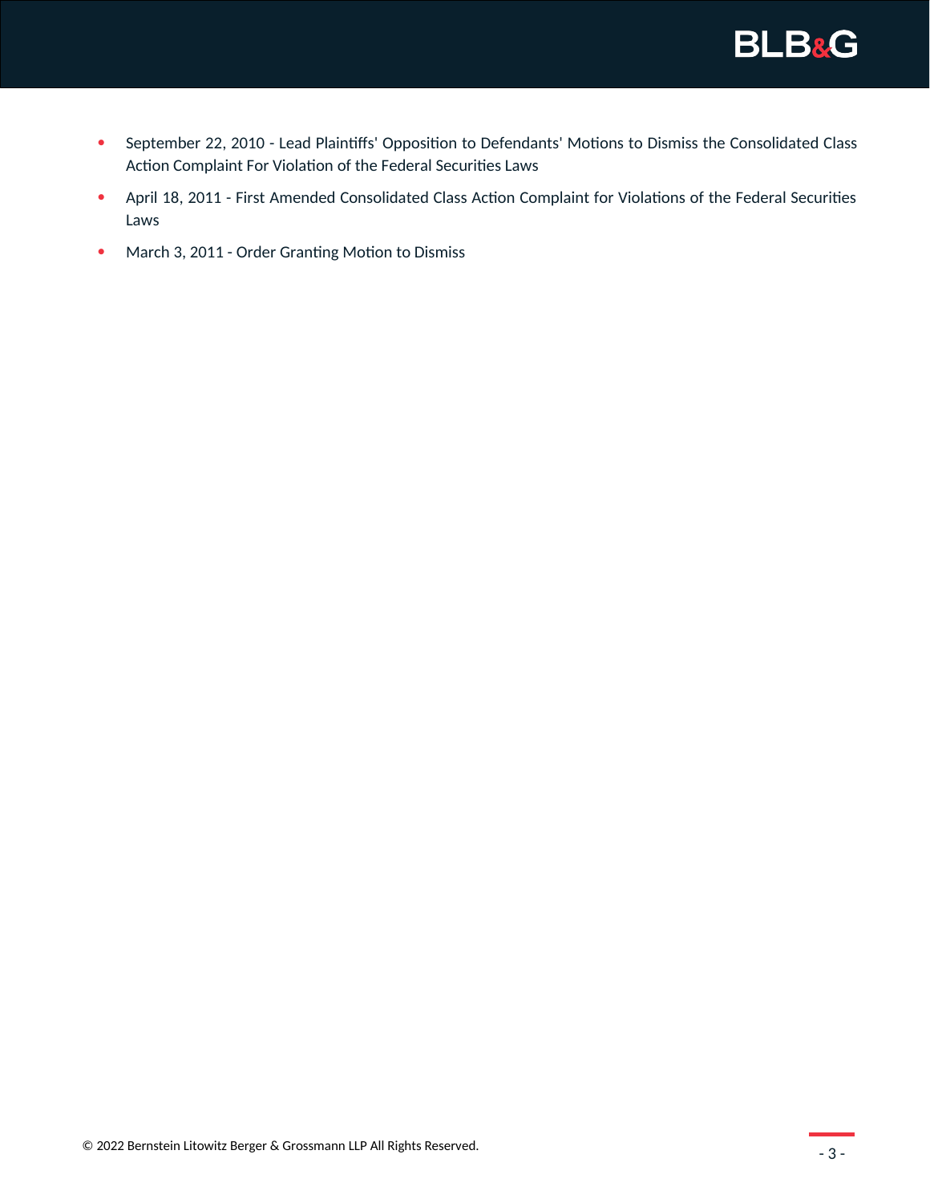- September 22, 2010 - Lead Plaintiffs' Opposition to Defendants' Motions to Dismiss the Consolidated Class Action Complaint For Violation of the Federal Securities Laws
- April 18, 2011 - First Amended Consolidated Class Action Complaint for Violations of the Federal Securities Laws
- March 3, 2011 - Order Granting Motion to Dismiss

© 2022 Bernstein Litowitz Berger & Grossmann LLP All Rights Reserved.